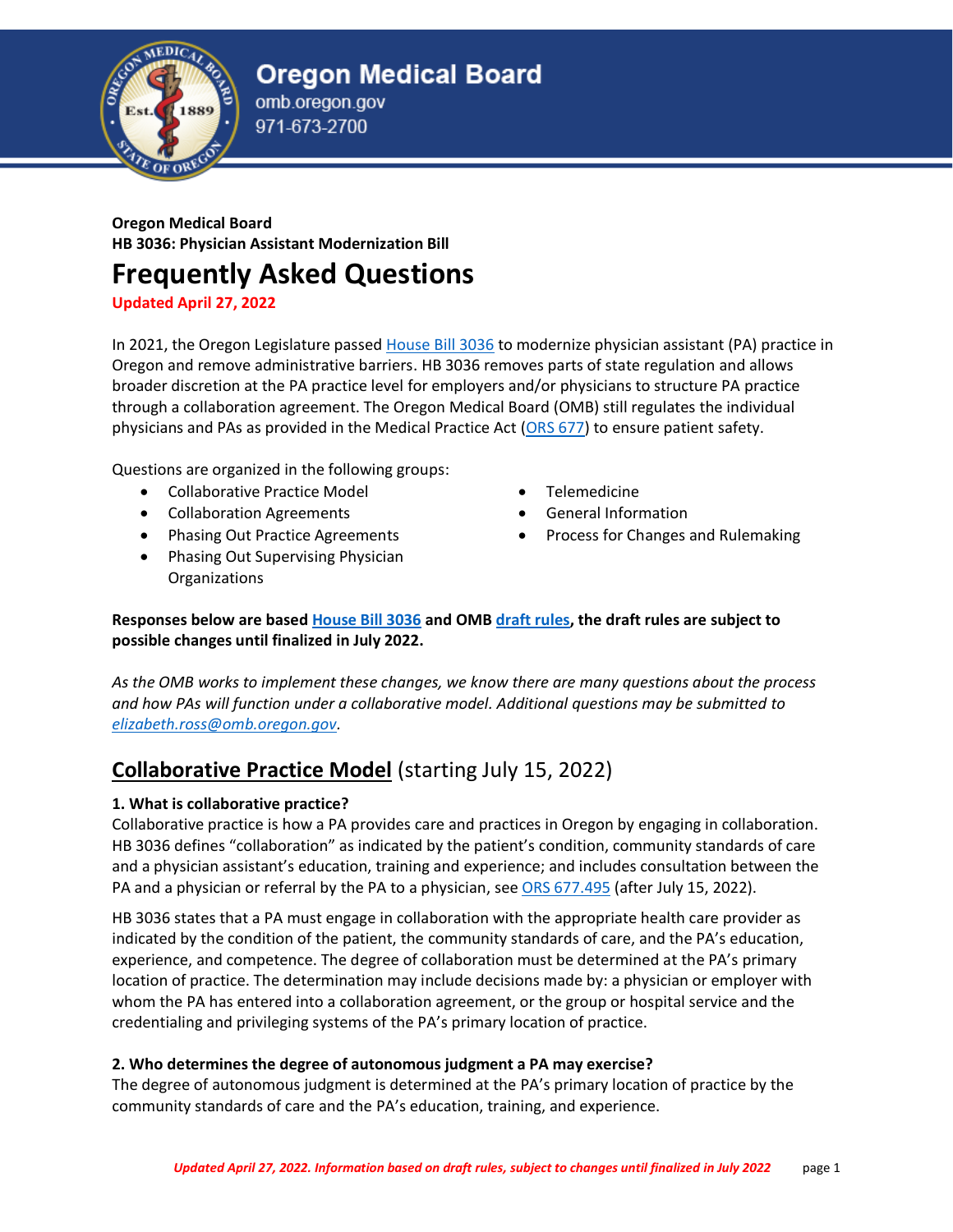**Oregon Medical Board**
omb.oregon.gov
971-673-2700

**Oregon Medical Board**
**HB 3036: Physician Assistant Modernization Bill**

# Frequently Asked Questions

**Updated April 27, 2022**

In 2021, the Oregon Legislature passed House Bill 3036 to modernize physician assistant (PA) practice in Oregon and remove administrative barriers. HB 3036 removes parts of state regulation and allows broader discretion at the PA practice level for employers and/or physicians to structure PA practice through a collaboration agreement. The Oregon Medical Board (OMB) still regulates the individual physicians and PAs as provided in the Medical Practice Act (ORS 677) to ensure patient safety.

Questions are organized in the following groups:

- Collaborative Practice Model
- Collaboration Agreements
- Phasing Out Practice Agreements
- Phasing Out Supervising Physician Organizations
- Telemedicine
- General Information
- Process for Changes and Rulemaking

**Responses below are based House Bill 3036 and OMB draft rules, the draft rules are subject to possible changes until finalized in July 2022.**

*As the OMB works to implement these changes, we know there are many questions about the process and how PAs will function under a collaborative model. Additional questions may be submitted to elizabeth.ross@omb.oregon.gov.*

## Collaborative Practice Model (starting July 15, 2022)

**1. What is collaborative practice?**

Collaborative practice is how a PA provides care and practices in Oregon by engaging in collaboration. HB 3036 defines "collaboration" as indicated by the patient's condition, community standards of care and a physician assistant's education, training and experience; and includes consultation between the PA and a physician or referral by the PA to a physician, see ORS 677.495 (after July 15, 2022).

HB 3036 states that a PA must engage in collaboration with the appropriate health care provider as indicated by the condition of the patient, the community standards of care, and the PA's education, experience, and competence. The degree of collaboration must be determined at the PA's primary location of practice. The determination may include decisions made by: a physician or employer with whom the PA has entered into a collaboration agreement, or the group or hospital service and the credentialing and privileging systems of the PA's primary location of practice.

**2. Who determines the degree of autonomous judgment a PA may exercise?**

The degree of autonomous judgment is determined at the PA's primary location of practice by the community standards of care and the PA's education, training, and experience.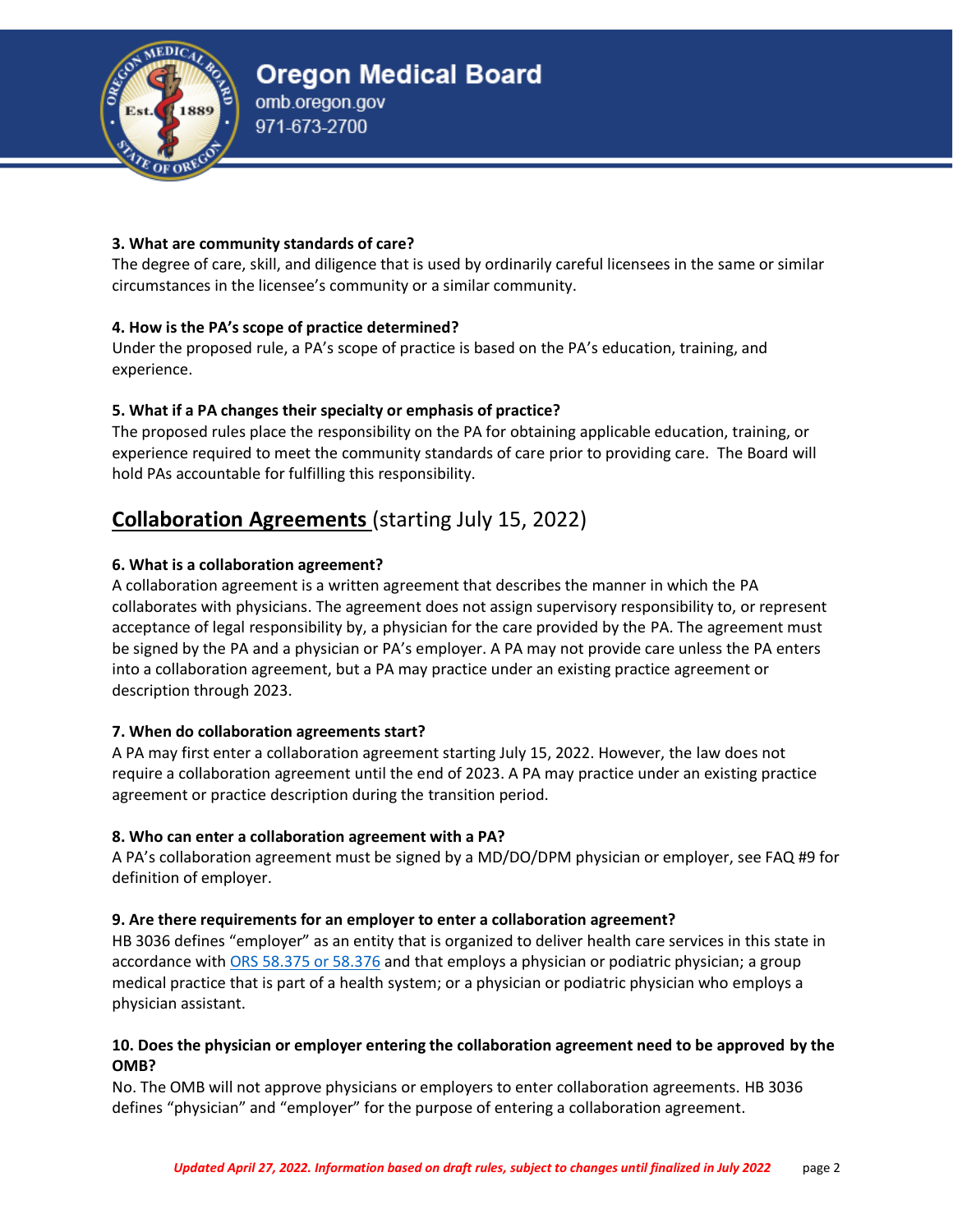**3. What are community standards of care?**
The degree of care, skill, and diligence that is used by ordinarily careful licensees in the same or similar circumstances in the licensee's community or a similar community.

**4. How is the PA's scope of practice determined?**
Under the proposed rule, a PA's scope of practice is based on the PA's education, training, and experience.

**5. What if a PA changes their specialty or emphasis of practice?**
The proposed rules place the responsibility on the PA for obtaining applicable education, training, or experience required to meet the community standards of care prior to providing care. The Board will hold PAs accountable for fulfilling this responsibility.

## Collaboration Agreements (starting July 15, 2022)

**6. What is a collaboration agreement?**
A collaboration agreement is a written agreement that describes the manner in which the PA collaborates with physicians. The agreement does not assign supervisory responsibility to, or represent acceptance of legal responsibility by, a physician for the care provided by the PA. The agreement must be signed by the PA and a physician or PA's employer. A PA may not provide care unless the PA enters into a collaboration agreement, but a PA may practice under an existing practice agreement or description through 2023.

**7. When do collaboration agreements start?**
A PA may first enter a collaboration agreement starting July 15, 2022. However, the law does not require a collaboration agreement until the end of 2023. A PA may practice under an existing practice agreement or practice description during the transition period.

**8. Who can enter a collaboration agreement with a PA?**
A PA's collaboration agreement must be signed by a MD/DO/DPM physician or employer, see FAQ #9 for definition of employer.

**9. Are there requirements for an employer to enter a collaboration agreement?**
HB 3036 defines "employer" as an entity that is organized to deliver health care services in this state in accordance with ORS 58.375 or 58.376 and that employs a physician or podiatric physician; a group medical practice that is part of a health system; or a physician or podiatric physician who employs a physician assistant.

**10. Does the physician or employer entering the collaboration agreement need to be approved by the OMB?**
No. The OMB will not approve physicians or employers to enter collaboration agreements. HB 3036 defines "physician" and "employer" for the purpose of entering a collaboration agreement.

*Updated April 27, 2022. Information based on draft rules, subject to changes until finalized in July 2022*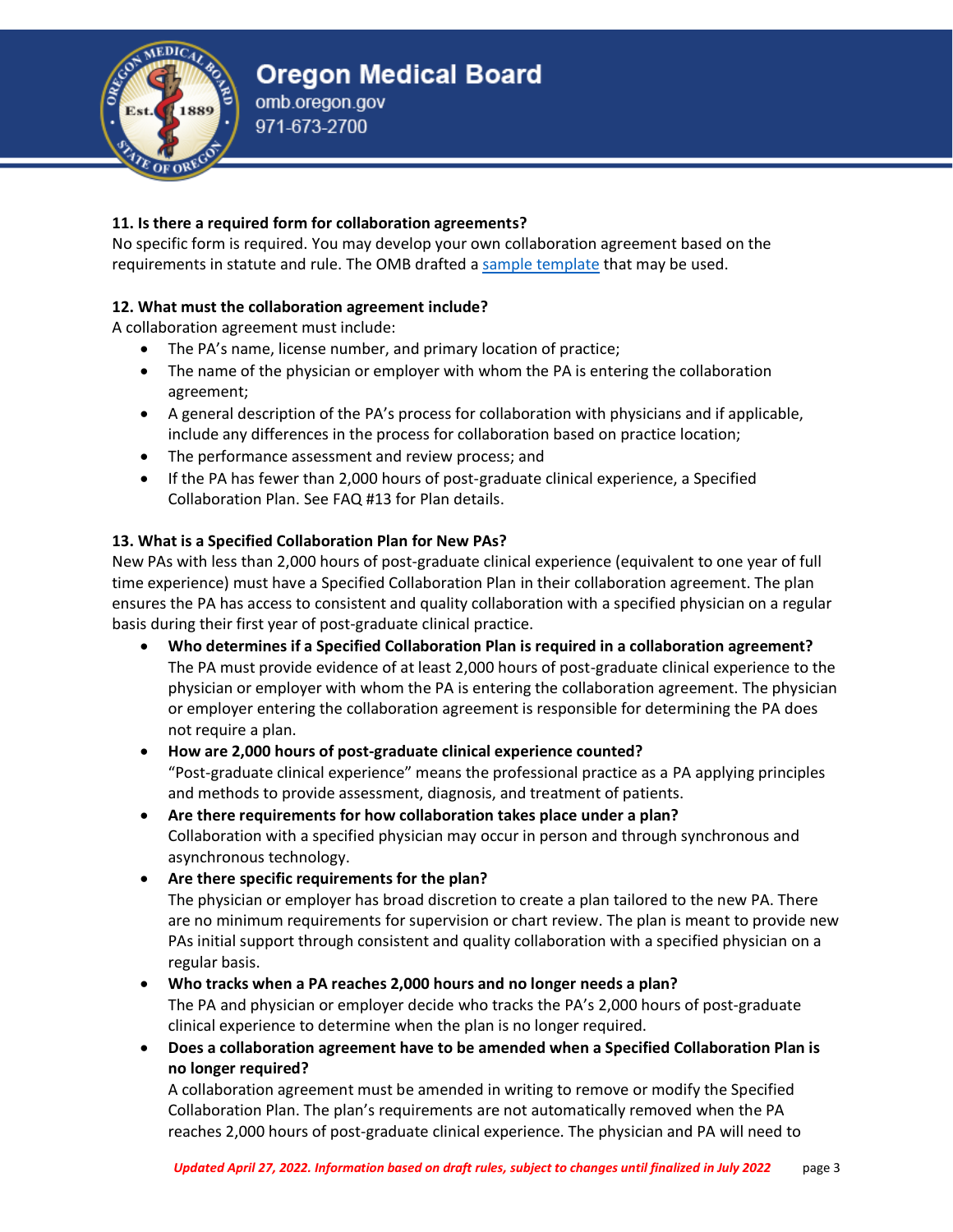**11. Is there a required form for collaboration agreements?**

No specific form is required. You may develop your own collaboration agreement based on the requirements in statute and rule. The OMB drafted a [sample template]() that may be used.

**12. What must the collaboration agreement include?**

A collaboration agreement must include:

- The PA's name, license number, and primary location of practice;
- The name of the physician or employer with whom the PA is entering the collaboration agreement;
- A general description of the PA's process for collaboration with physicians and if applicable, include any differences in the process for collaboration based on practice location;
- The performance assessment and review process; and
- If the PA has fewer than 2,000 hours of post-graduate clinical experience, a Specified Collaboration Plan. See FAQ #13 for Plan details.

**13. What is a Specified Collaboration Plan for New PAs?**

New PAs with less than 2,000 hours of post-graduate clinical experience (equivalent to one year of full time experience) must have a Specified Collaboration Plan in their collaboration agreement. The plan ensures the PA has access to consistent and quality collaboration with a specified physician on a regular basis during their first year of post-graduate clinical practice.

- **Who determines if a Specified Collaboration Plan is required in a collaboration agreement?** The PA must provide evidence of at least 2,000 hours of post-graduate clinical experience to the physician or employer with whom the PA is entering the collaboration agreement. The physician or employer entering the collaboration agreement is responsible for determining the PA does not require a plan.
- **How are 2,000 hours of post-graduate clinical experience counted?** "Post-graduate clinical experience" means the professional practice as a PA applying principles and methods to provide assessment, diagnosis, and treatment of patients.
- **Are there requirements for how collaboration takes place under a plan?** Collaboration with a specified physician may occur in person and through synchronous and asynchronous technology.
- **Are there specific requirements for the plan?** The physician or employer has broad discretion to create a plan tailored to the new PA. There are no minimum requirements for supervision or chart review. The plan is meant to provide new PAs initial support through consistent and quality collaboration with a specified physician on a regular basis.
- **Who tracks when a PA reaches 2,000 hours and no longer needs a plan?** The PA and physician or employer decide who tracks the PA's 2,000 hours of post-graduate clinical experience to determine when the plan is no longer required.
- **Does a collaboration agreement have to be amended when a Specified Collaboration Plan is no longer required?** A collaboration agreement must be amended in writing to remove or modify the Specified Collaboration Plan. The plan's requirements are not automatically removed when the PA reaches 2,000 hours of post-graduate clinical experience. The physician and PA will need to

*Updated April 27, 2022. Information based on draft rules, subject to changes until finalized in July 2022*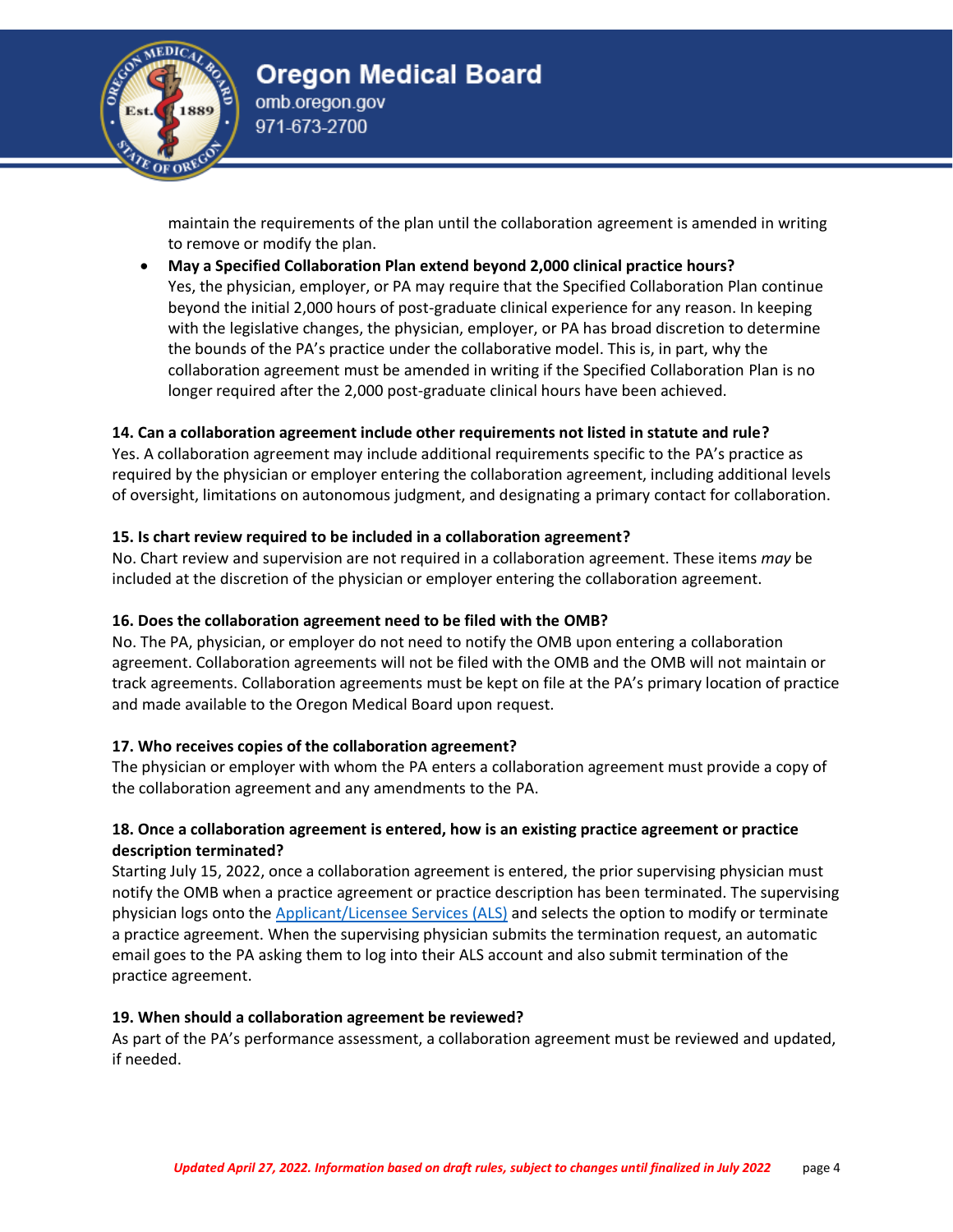maintain the requirements of the plan until the collaboration agreement is amended in writing to remove or modify the plan.

- **May a Specified Collaboration Plan extend beyond 2,000 clinical practice hours?**
  Yes, the physician, employer, or PA may require that the Specified Collaboration Plan continue beyond the initial 2,000 hours of post-graduate clinical experience for any reason. In keeping with the legislative changes, the physician, employer, or PA has broad discretion to determine the bounds of the PA's practice under the collaborative model. This is, in part, why the collaboration agreement must be amended in writing if the Specified Collaboration Plan is no longer required after the 2,000 post-graduate clinical hours have been achieved.

**14. Can a collaboration agreement include other requirements not listed in statute and rule?**

Yes. A collaboration agreement may include additional requirements specific to the PA's practice as required by the physician or employer entering the collaboration agreement, including additional levels of oversight, limitations on autonomous judgment, and designating a primary contact for collaboration.

**15. Is chart review required to be included in a collaboration agreement?**

No. Chart review and supervision are not required in a collaboration agreement. These items *may* be included at the discretion of the physician or employer entering the collaboration agreement.

**16. Does the collaboration agreement need to be filed with the OMB?**

No. The PA, physician, or employer do not need to notify the OMB upon entering a collaboration agreement. Collaboration agreements will not be filed with the OMB and the OMB will not maintain or track agreements. Collaboration agreements must be kept on file at the PA's primary location of practice and made available to the Oregon Medical Board upon request.

**17. Who receives copies of the collaboration agreement?**

The physician or employer with whom the PA enters a collaboration agreement must provide a copy of the collaboration agreement and any amendments to the PA.

**18. Once a collaboration agreement is entered, how is an existing practice agreement or practice description terminated?**

Starting July 15, 2022, once a collaboration agreement is entered, the prior supervising physician must notify the OMB when a practice agreement or practice description has been terminated. The supervising physician logs onto the Applicant/Licensee Services (ALS) and selects the option to modify or terminate a practice agreement. When the supervising physician submits the termination request, an automatic email goes to the PA asking them to log into their ALS account and also submit termination of the practice agreement.

**19. When should a collaboration agreement be reviewed?**

As part of the PA's performance assessment, a collaboration agreement must be reviewed and updated, if needed.

***Updated April 27, 2022. Information based on draft rules, subject to changes until finalized in July 2022***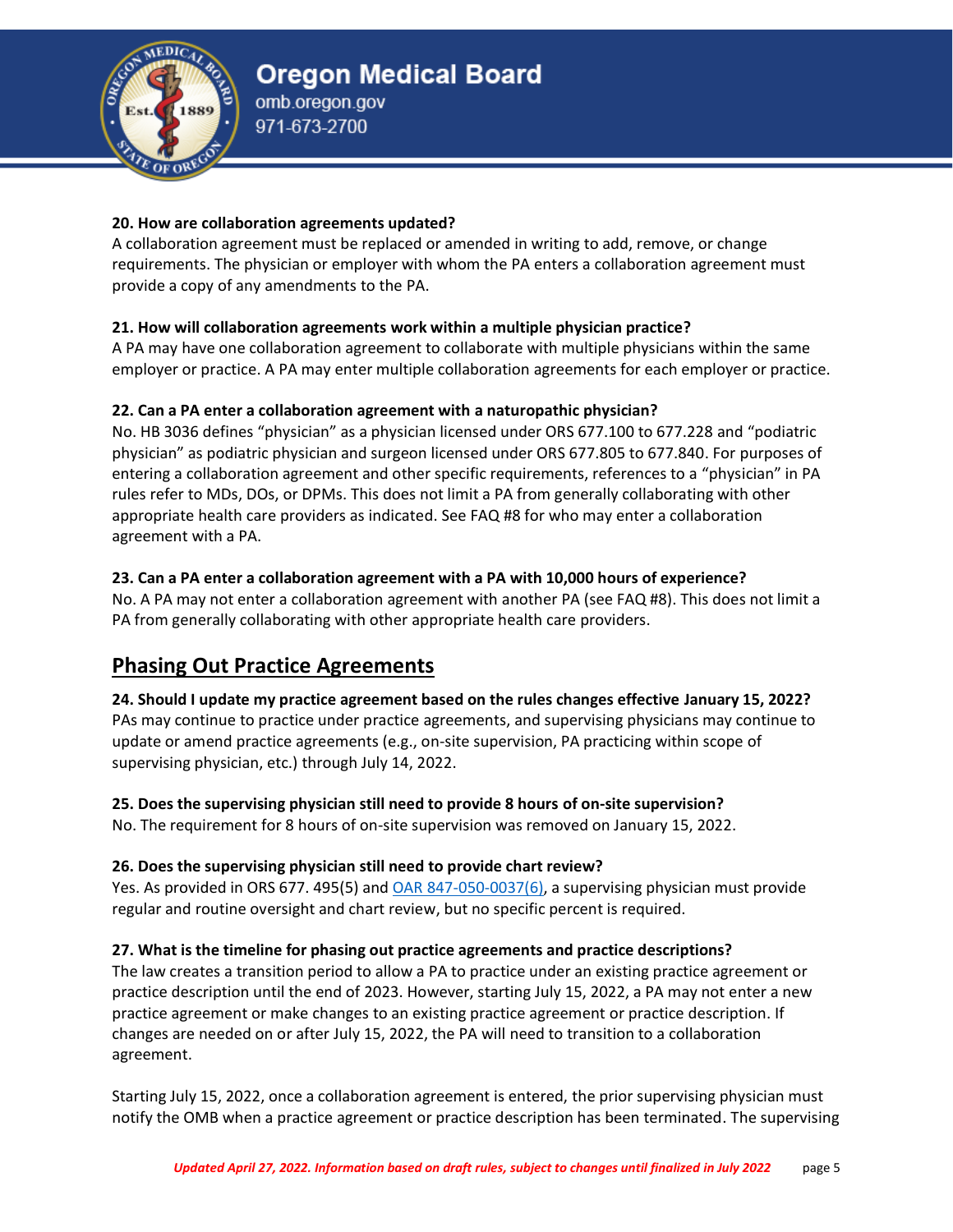**20. How are collaboration agreements updated?**
A collaboration agreement must be replaced or amended in writing to add, remove, or change requirements. The physician or employer with whom the PA enters a collaboration agreement must provide a copy of any amendments to the PA.

**21. How will collaboration agreements work within a multiple physician practice?**
A PA may have one collaboration agreement to collaborate with multiple physicians within the same employer or practice. A PA may enter multiple collaboration agreements for each employer or practice.

**22. Can a PA enter a collaboration agreement with a naturopathic physician?**
No. HB 3036 defines "physician" as a physician licensed under ORS 677.100 to 677.228 and "podiatric physician" as podiatric physician and surgeon licensed under ORS 677.805 to 677.840. For purposes of entering a collaboration agreement and other specific requirements, references to a "physician" in PA rules refer to MDs, DOs, or DPMs. This does not limit a PA from generally collaborating with other appropriate health care providers as indicated. See FAQ #8 for who may enter a collaboration agreement with a PA.

**23. Can a PA enter a collaboration agreement with a PA with 10,000 hours of experience?**
No. A PA may not enter a collaboration agreement with another PA (see FAQ #8). This does not limit a PA from generally collaborating with other appropriate health care providers.

## Phasing Out Practice Agreements

**24. Should I update my practice agreement based on the rules changes effective January 15, 2022?**
PAs may continue to practice under practice agreements, and supervising physicians may continue to update or amend practice agreements (e.g., on-site supervision, PA practicing within scope of supervising physician, etc.) through July 14, 2022.

**25. Does the supervising physician still need to provide 8 hours of on-site supervision?**
No. The requirement for 8 hours of on-site supervision was removed on January 15, 2022.

**26. Does the supervising physician still need to provide chart review?**
Yes. As provided in ORS 677. 495(5) and [OAR 847-050-0037(6)](), a supervising physician must provide regular and routine oversight and chart review, but no specific percent is required.

**27. What is the timeline for phasing out practice agreements and practice descriptions?**
The law creates a transition period to allow a PA to practice under an existing practice agreement or practice description until the end of 2023. However, starting July 15, 2022, a PA may not enter a new practice agreement or make changes to an existing practice agreement or practice description. If changes are needed on or after July 15, 2022, the PA will need to transition to a collaboration agreement.

Starting July 15, 2022, once a collaboration agreement is entered, the prior supervising physician must notify the OMB when a practice agreement or practice description has been terminated. The supervising

*Updated April 27, 2022. Information based on draft rules, subject to changes until finalized in July 2022*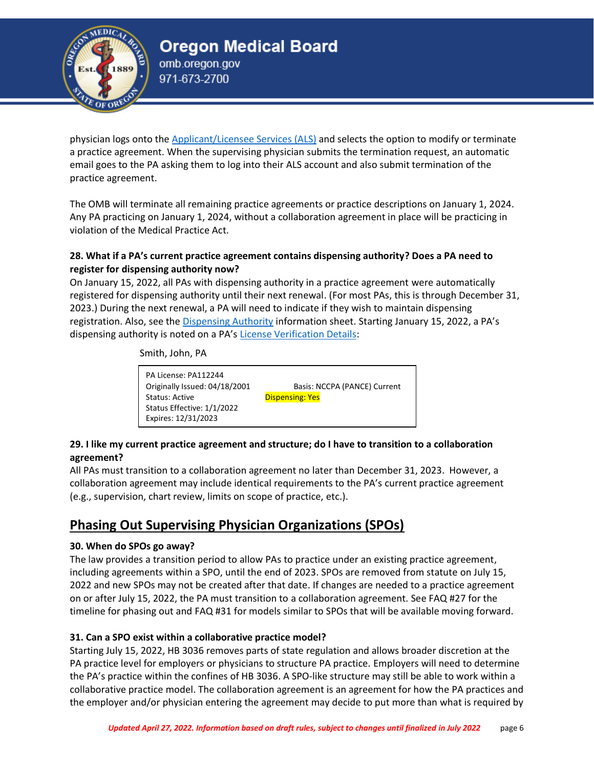physician logs onto the [Applicant/Licensee Services (ALS)] and selects the option to modify or terminate a practice agreement. When the supervising physician submits the termination request, an automatic email goes to the PA asking them to log into their ALS account and also submit termination of the practice agreement.

The OMB will terminate all remaining practice agreements or practice descriptions on January 1, 2024. Any PA practicing on January 1, 2024, without a collaboration agreement in place will be practicing in violation of the Medical Practice Act.

**28. What if a PA's current practice agreement contains dispensing authority? Does a PA need to register for dispensing authority now?**

On January 15, 2022, all PAs with dispensing authority in a practice agreement were automatically registered for dispensing authority until their next renewal. (For most PAs, this is through December 31, 2023.) During the next renewal, a PA will need to indicate if they wish to maintain dispensing registration. Also, see the Dispensing Authority information sheet. Starting January 15, 2022, a PA's dispensing authority is noted on a PA's License Verification Details:

Smith, John, PA

| | |
|---|---|
| PA License: PA112244 | |
| Originally Issued: 04/18/2001 | Basis: NCCPA (PANCE) Current |
| Status: Active | Dispensing: Yes |
| Status Effective: 1/1/2022 | |
| Expires: 12/31/2023 | |

**29. I like my current practice agreement and structure; do I have to transition to a collaboration agreement?**

All PAs must transition to a collaboration agreement no later than December 31, 2023. However, a collaboration agreement may include identical requirements to the PA's current practice agreement (e.g., supervision, chart review, limits on scope of practice, etc.).

## Phasing Out Supervising Physician Organizations (SPOs)

**30. When do SPOs go away?**

The law provides a transition period to allow PAs to practice under an existing practice agreement, including agreements within a SPO, until the end of 2023. SPOs are removed from statute on July 15, 2022 and new SPOs may not be created after that date. If changes are needed to a practice agreement on or after July 15, 2022, the PA must transition to a collaboration agreement. See FAQ #27 for the timeline for phasing out and FAQ #31 for models similar to SPOs that will be available moving forward.

**31. Can a SPO exist within a collaborative practice model?**

Starting July 15, 2022, HB 3036 removes parts of state regulation and allows broader discretion at the PA practice level for employers or physicians to structure PA practice. Employers will need to determine the PA's practice within the confines of HB 3036. A SPO-like structure may still be able to work within a collaborative practice model. The collaboration agreement is an agreement for how the PA practices and the employer and/or physician entering the agreement may decide to put more than what is required by

*Updated April 27, 2022. Information based on draft rules, subject to changes until finalized in July 2022*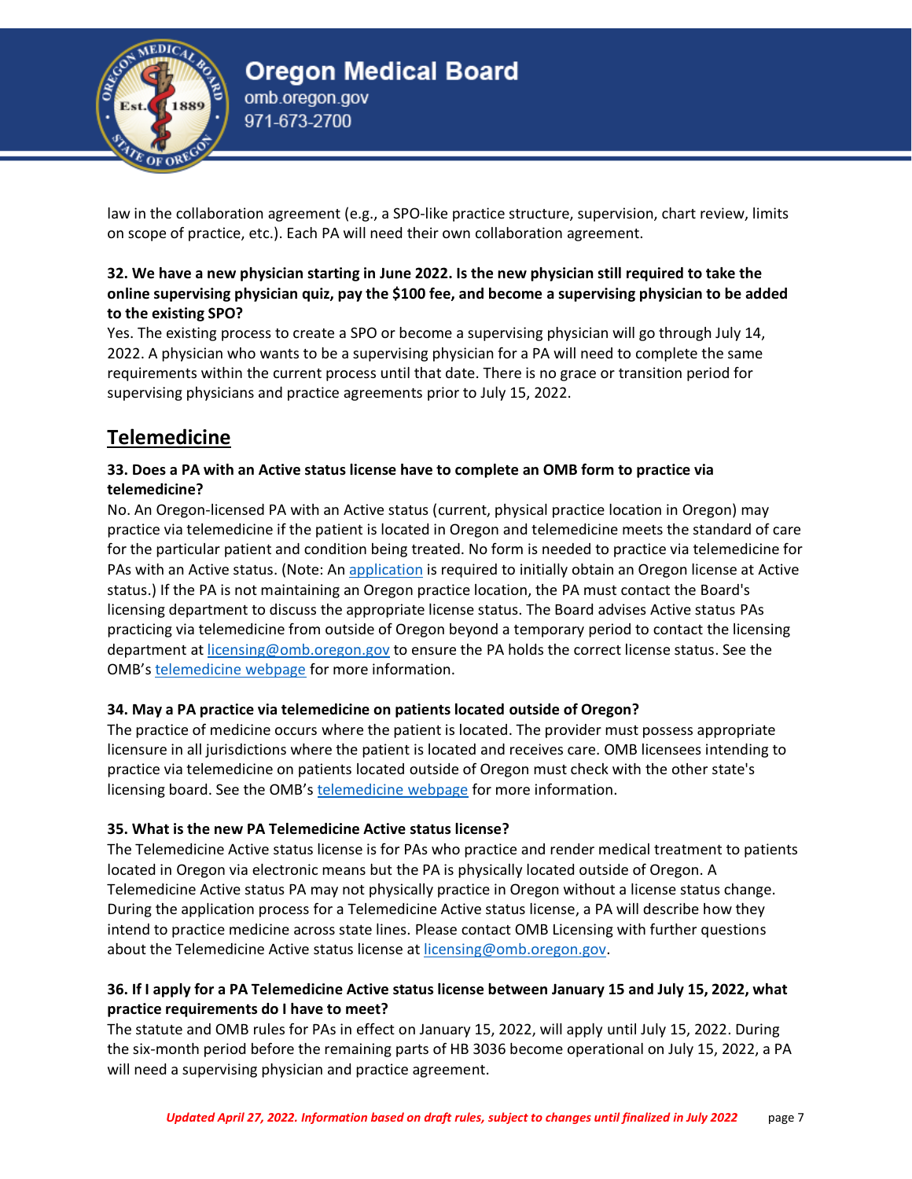law in the collaboration agreement (e.g., a SPO-like practice structure, supervision, chart review, limits on scope of practice, etc.). Each PA will need their own collaboration agreement.

**32. We have a new physician starting in June 2022. Is the new physician still required to take the online supervising physician quiz, pay the $100 fee, and become a supervising physician to be added to the existing SPO?**

Yes. The existing process to create a SPO or become a supervising physician will go through July 14, 2022. A physician who wants to be a supervising physician for a PA will need to complete the same requirements within the current process until that date. There is no grace or transition period for supervising physicians and practice agreements prior to July 15, 2022.

## Telemedicine

**33. Does a PA with an Active status license have to complete an OMB form to practice via telemedicine?**

No. An Oregon-licensed PA with an Active status (current, physical practice location in Oregon) may practice via telemedicine if the patient is located in Oregon and telemedicine meets the standard of care for the particular patient and condition being treated. No form is needed to practice via telemedicine for PAs with an Active status. (Note: An application is required to initially obtain an Oregon license at Active status.) If the PA is not maintaining an Oregon practice location, the PA must contact the Board's licensing department to discuss the appropriate license status. The Board advises Active status PAs practicing via telemedicine from outside of Oregon beyond a temporary period to contact the licensing department at licensing@omb.oregon.gov to ensure the PA holds the correct license status. See the OMB's telemedicine webpage for more information.

**34. May a PA practice via telemedicine on patients located outside of Oregon?**

The practice of medicine occurs where the patient is located. The provider must possess appropriate licensure in all jurisdictions where the patient is located and receives care. OMB licensees intending to practice via telemedicine on patients located outside of Oregon must check with the other state's licensing board. See the OMB's telemedicine webpage for more information.

**35. What is the new PA Telemedicine Active status license?**

The Telemedicine Active status license is for PAs who practice and render medical treatment to patients located in Oregon via electronic means but the PA is physically located outside of Oregon. A Telemedicine Active status PA may not physically practice in Oregon without a license status change. During the application process for a Telemedicine Active status license, a PA will describe how they intend to practice medicine across state lines. Please contact OMB Licensing with further questions about the Telemedicine Active status license at licensing@omb.oregon.gov.

**36. If I apply for a PA Telemedicine Active status license between January 15 and July 15, 2022, what practice requirements do I have to meet?**

The statute and OMB rules for PAs in effect on January 15, 2022, will apply until July 15, 2022. During the six-month period before the remaining parts of HB 3036 become operational on July 15, 2022, a PA will need a supervising physician and practice agreement.

*Updated April 27, 2022. Information based on draft rules, subject to changes until finalized in July 2022*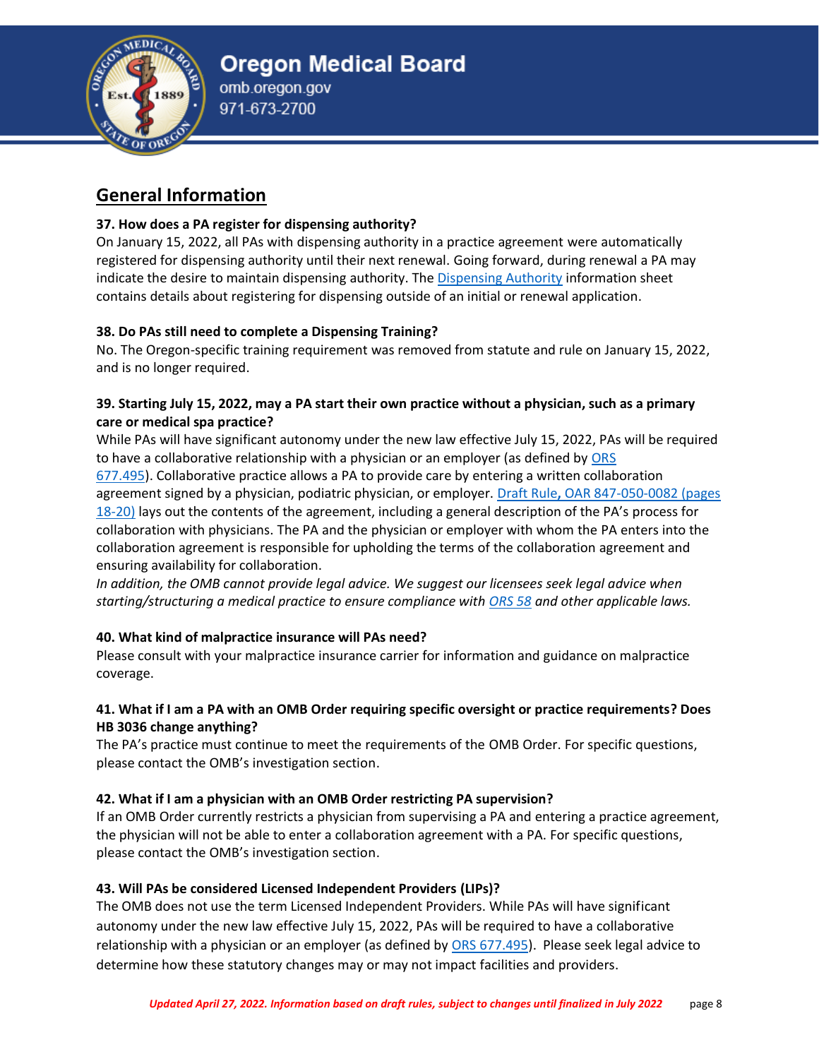## General Information

**37. How does a PA register for dispensing authority?**

On January 15, 2022, all PAs with dispensing authority in a practice agreement were automatically registered for dispensing authority until their next renewal. Going forward, during renewal a PA may indicate the desire to maintain dispensing authority. The Dispensing Authority information sheet contains details about registering for dispensing outside of an initial or renewal application.

**38. Do PAs still need to complete a Dispensing Training?**

No. The Oregon-specific training requirement was removed from statute and rule on January 15, 2022, and is no longer required.

**39. Starting July 15, 2022, may a PA start their own practice without a physician, such as a primary care or medical spa practice?**

While PAs will have significant autonomy under the new law effective July 15, 2022, PAs will be required to have a collaborative relationship with a physician or an employer (as defined by ORS 677.495). Collaborative practice allows a PA to provide care by entering a written collaboration agreement signed by a physician, podiatric physician, or employer. Draft Rule, OAR 847-050-0082 (pages 18-20) lays out the contents of the agreement, including a general description of the PA's process for collaboration with physicians. The PA and the physician or employer with whom the PA enters into the collaboration agreement is responsible for upholding the terms of the collaboration agreement and ensuring availability for collaboration.

*In addition, the OMB cannot provide legal advice. We suggest our licensees seek legal advice when starting/structuring a medical practice to ensure compliance with ORS 58 and other applicable laws.*

**40. What kind of malpractice insurance will PAs need?**

Please consult with your malpractice insurance carrier for information and guidance on malpractice coverage.

**41. What if I am a PA with an OMB Order requiring specific oversight or practice requirements? Does HB 3036 change anything?**

The PA's practice must continue to meet the requirements of the OMB Order. For specific questions, please contact the OMB's investigation section.

**42. What if I am a physician with an OMB Order restricting PA supervision?**

If an OMB Order currently restricts a physician from supervising a PA and entering a practice agreement, the physician will not be able to enter a collaboration agreement with a PA. For specific questions, please contact the OMB's investigation section.

**43. Will PAs be considered Licensed Independent Providers (LIPs)?**

The OMB does not use the term Licensed Independent Providers. While PAs will have significant autonomy under the new law effective July 15, 2022, PAs will be required to have a collaborative relationship with a physician or an employer (as defined by ORS 677.495). Please seek legal advice to determine how these statutory changes may or may not impact facilities and providers.

***Updated April 27, 2022. Information based on draft rules, subject to changes until finalized in July 2022***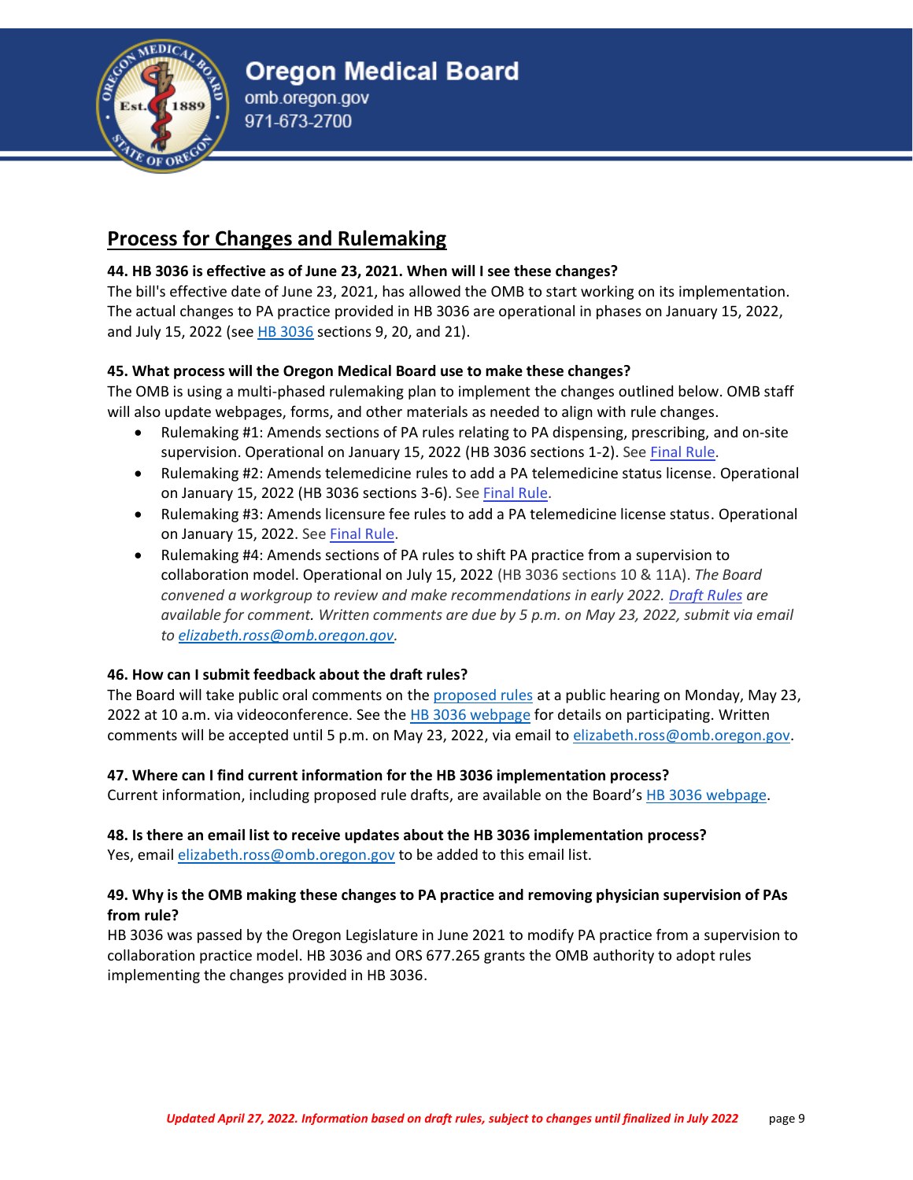## Process for Changes and Rulemaking

**44. HB 3036 is effective as of June 23, 2021. When will I see these changes?**
The bill's effective date of June 23, 2021, has allowed the OMB to start working on its implementation. The actual changes to PA practice provided in HB 3036 are operational in phases on January 15, 2022, and July 15, 2022 (see HB 3036 sections 9, 20, and 21).

**45. What process will the Oregon Medical Board use to make these changes?**
The OMB is using a multi-phased rulemaking plan to implement the changes outlined below. OMB staff will also update webpages, forms, and other materials as needed to align with rule changes.

- Rulemaking #1: Amends sections of PA rules relating to PA dispensing, prescribing, and on-site supervision. Operational on January 15, 2022 (HB 3036 sections 1-2). See Final Rule.
- Rulemaking #2: Amends telemedicine rules to add a PA telemedicine status license. Operational on January 15, 2022 (HB 3036 sections 3-6). See Final Rule.
- Rulemaking #3: Amends licensure fee rules to add a PA telemedicine license status. Operational on January 15, 2022. See Final Rule.
- Rulemaking #4: Amends sections of PA rules to shift PA practice from a supervision to collaboration model. Operational on July 15, 2022 (HB 3036 sections 10 & 11A). *The Board convened a workgroup to review and make recommendations in early 2022. Draft Rules are available for comment. Written comments are due by 5 p.m. on May 23, 2022, submit via email to elizabeth.ross@omb.oregon.gov.*

**46. How can I submit feedback about the draft rules?**
The Board will take public oral comments on the proposed rules at a public hearing on Monday, May 23, 2022 at 10 a.m. via videoconference. See the HB 3036 webpage for details on participating. Written comments will be accepted until 5 p.m. on May 23, 2022, via email to elizabeth.ross@omb.oregon.gov.

**47. Where can I find current information for the HB 3036 implementation process?**
Current information, including proposed rule drafts, are available on the Board's HB 3036 webpage.

**48. Is there an email list to receive updates about the HB 3036 implementation process?**
Yes, email elizabeth.ross@omb.oregon.gov to be added to this email list.

**49. Why is the OMB making these changes to PA practice and removing physician supervision of PAs from rule?**
HB 3036 was passed by the Oregon Legislature in June 2021 to modify PA practice from a supervision to collaboration practice model. HB 3036 and ORS 677.265 grants the OMB authority to adopt rules implementing the changes provided in HB 3036.